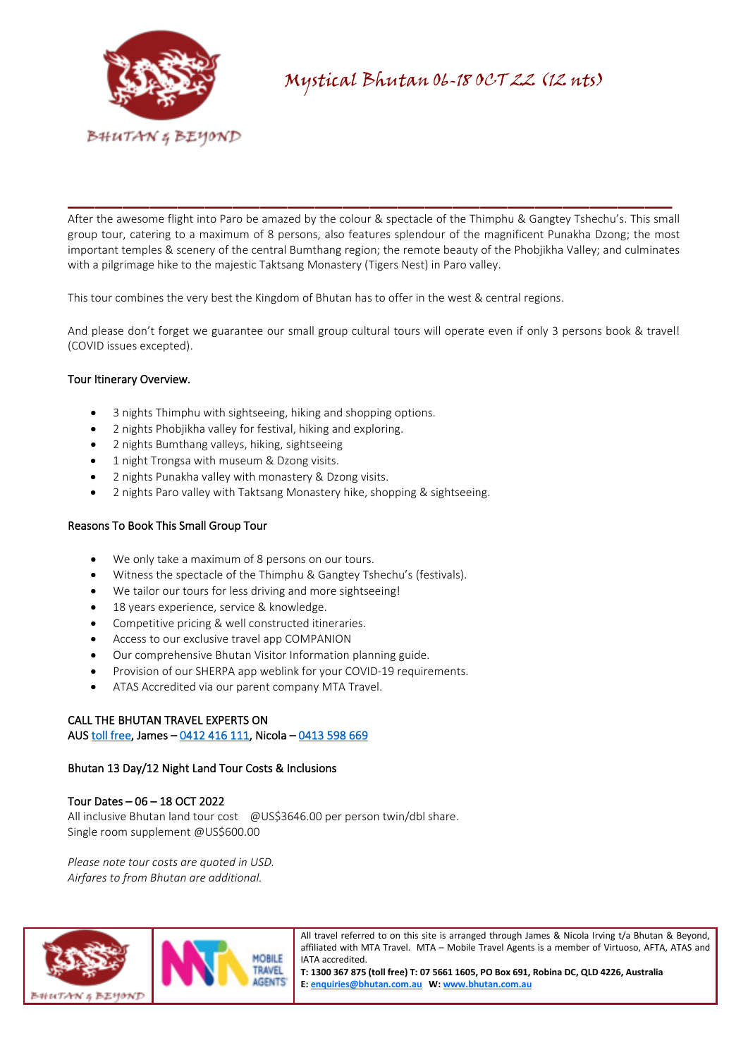BHUTAN & BEYOND

# Mystical Bhutan 06-18 OCT 22 (12 nts)

After the awesome flight into Paro be amazed by the colour & spectacle of the Thimphu & Gangtey Tshechu's. This small group tour, catering to a maximum of 8 persons, also features splendour of the magnificent Punakha Dzong; the most important temples & scenery of the central Bumthang region; the remote beauty of the Phobjikha Valley; and culminates with a pilgrimage hike to the majestic Taktsang Monastery (Tigers Nest) in Paro valley.

This tour combines the very best the Kingdom of Bhutan has to offer in the west & central regions.

And please don't forget we guarantee our small group cultural tours will operate even if only 3 persons book & travel! (COVID issues excepted).

## Tour Itinerary Overview.

- 3 nights Thimphu with sightseeing, hiking and shopping options.
- 2 nights Phobjikha valley for festival, hiking and exploring.
- 2 nights Bumthang valleys, hiking, sightseeing
- 1 night Trongsa with museum & Dzong visits.
- 2 nights Punakha valley with monastery & Dzong visits.
- 2 nights Paro valley with Taktsang Monastery hike, shopping & sightseeing.

## Reasons To Book This Small Group Tour

- We only take a maximum of 8 persons on our tours.
- Witness the spectacle of the Thimphu & Gangtey Tshechu's (festivals).
- We tailor our tours for less driving and more sightseeing!
- 18 years experience, service & knowledge.
- Competitive pricing & well constructed itineraries.
- Access to our exclusive travel app COMPANION
- Our comprehensive Bhutan Visitor Information planning guide.
- Provision of our SHERPA app weblink for your COVID-19 requirements.
- ATAS Accredited via our parent company MTA Travel.

CALL THE BHUTAN TRAVEL EXPERTS ON
AUS toll free, James – 0412 416 111, Nicola – 0413 598 669

## Bhutan 13 Day/12 Night Land Tour Costs & Inclusions

### Tour Dates – 06 – 18 OCT 2022

All inclusive Bhutan land tour cost @US$3646.00 per person twin/dbl share.
Single room supplement @US$600.00

*Please note tour costs are quoted in USD.*
*Airfares to from Bhutan are additional.*

BHUTAN & BEYOND | MOBILE TRAVEL AGENTS

All travel referred to on this site is arranged through James & Nicola Irving t/a Bhutan & Beyond, affiliated with MTA Travel. MTA – Mobile Travel Agents is a member of Virtuoso, AFTA, ATAS and IATA accredited.
**T: 1300 367 875 (toll free) T: 07 5661 1605, PO Box 691, Robina DC, QLD 4226, Australia**
**E: enquiries@bhutan.com.au W: www.bhutan.com.au**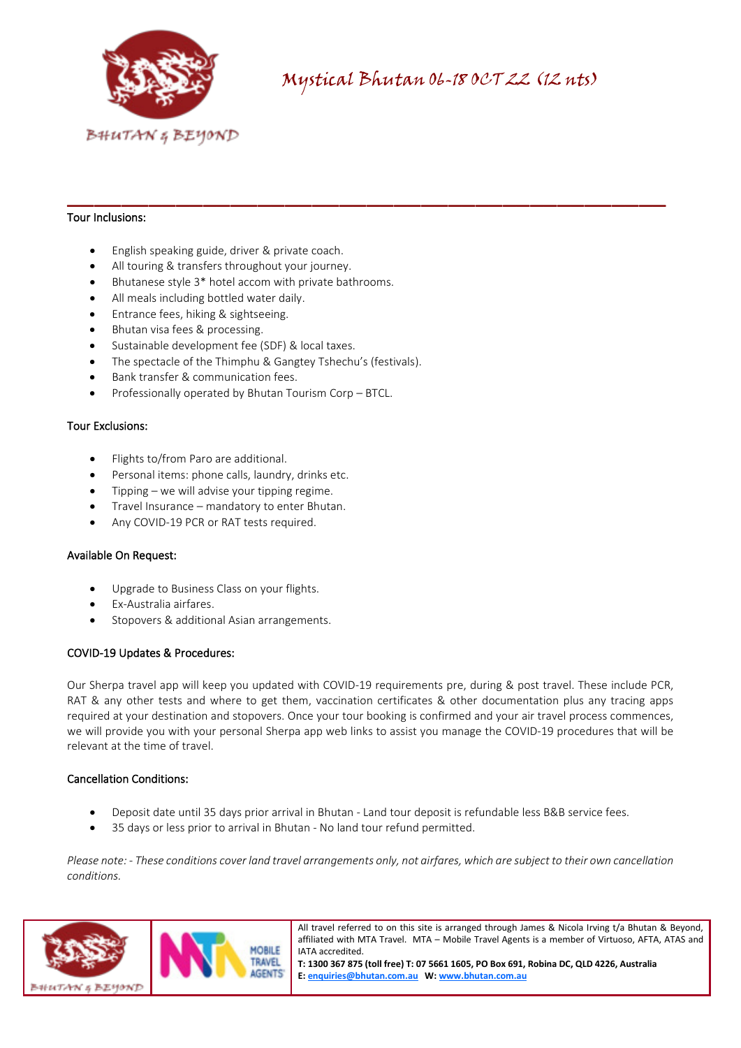# Mystical Bhutan 06-18 OCT 22 (12 nts)

### Tour Inclusions:

- English speaking guide, driver & private coach.
- All touring & transfers throughout your journey.
- Bhutanese style 3* hotel accom with private bathrooms.
- All meals including bottled water daily.
- Entrance fees, hiking & sightseeing.
- Bhutan visa fees & processing.
- Sustainable development fee (SDF) & local taxes.
- The spectacle of the Thimphu & Gangtey Tshechu's (festivals).
- Bank transfer & communication fees.
- Professionally operated by Bhutan Tourism Corp – BTCL.

### Tour Exclusions:

- Flights to/from Paro are additional.
- Personal items: phone calls, laundry, drinks etc.
- Tipping – we will advise your tipping regime.
- Travel Insurance – mandatory to enter Bhutan.
- Any COVID-19 PCR or RAT tests required.

### Available On Request:

- Upgrade to Business Class on your flights.
- Ex-Australia airfares.
- Stopovers & additional Asian arrangements.

### COVID-19 Updates & Procedures:

Our Sherpa travel app will keep you updated with COVID-19 requirements pre, during & post travel. These include PCR, RAT & any other tests and where to get them, vaccination certificates & other documentation plus any tracing apps required at your destination and stopovers. Once your tour booking is confirmed and your air travel process commences, we will provide you with your personal Sherpa app web links to assist you manage the COVID-19 procedures that will be relevant at the time of travel.

### Cancellation Conditions:

- Deposit date until 35 days prior arrival in Bhutan - Land tour deposit is refundable less B&B service fees.
- 35 days or less prior to arrival in Bhutan - No land tour refund permitted.

*Please note: - These conditions cover land travel arrangements only, not airfares, which are subject to their own cancellation conditions.*

All travel referred to on this site is arranged through James & Nicola Irving t/a Bhutan & Beyond, affiliated with MTA Travel. MTA – Mobile Travel Agents is a member of Virtuoso, AFTA, ATAS and IATA accredited.
**T: 1300 367 875 (toll free) T: 07 5661 1605, PO Box 691, Robina DC, QLD 4226, Australia**
**E: enquiries@bhutan.com.au W: www.bhutan.com.au**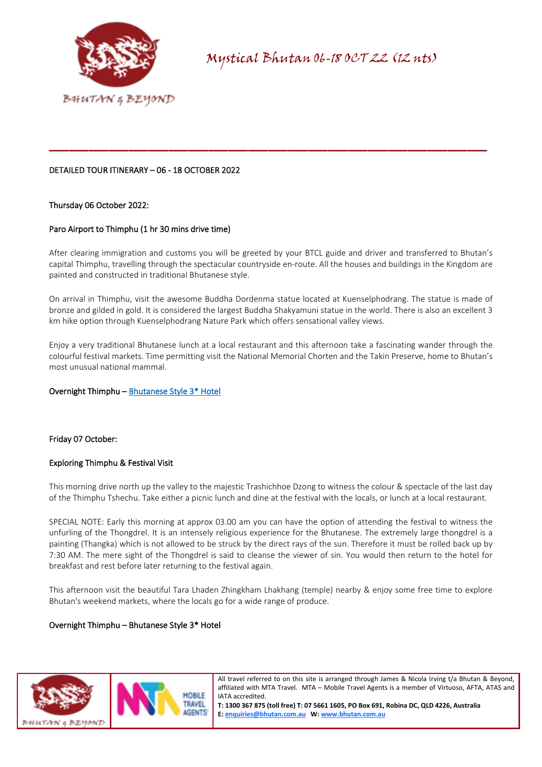# Mystical Bhutan 06-18 OCT 22 (12 nts)

DETAILED TOUR ITINERARY – 06 - 18 OCTOBER 2022

Thursday 06 October 2022:

Paro Airport to Thimphu (1 hr 30 mins drive time)

After clearing immigration and customs you will be greeted by your BTCL guide and driver and transferred to Bhutan's capital Thimphu, travelling through the spectacular countryside en-route. All the houses and buildings in the Kingdom are painted and constructed in traditional Bhutanese style.

On arrival in Thimphu, visit the awesome Buddha Dordenma statue located at Kuenselphodrang. The statue is made of bronze and gilded in gold. It is considered the largest Buddha Shakyamuni statue in the world. There is also an excellent 3 km hike option through Kuenselphodrang Nature Park which offers sensational valley views.

Enjoy a very traditional Bhutanese lunch at a local restaurant and this afternoon take a fascinating wander through the colourful festival markets. Time permitting visit the National Memorial Chorten and the Takin Preserve, home to Bhutan's most unusual national mammal.

Overnight Thimphu – Bhutanese Style 3* Hotel

Friday 07 October:

Exploring Thimphu & Festival Visit

This morning drive north up the valley to the majestic Trashichhoe Dzong to witness the colour & spectacle of the last day of the Thimphu Tshechu. Take either a picnic lunch and dine at the festival with the locals, or lunch at a local restaurant.

SPECIAL NOTE: Early this morning at approx 03.00 am you can have the option of attending the festival to witness the unfurling of the Thongdrel. It is an intensely religious experience for the Bhutanese. The extremely large thongdrel is a painting (Thangka) which is not allowed to be struck by the direct rays of the sun. Therefore it must be rolled back up by 7:30 AM. The mere sight of the Thongdrel is said to cleanse the viewer of sin. You would then return to the hotel for breakfast and rest before later returning to the festival again.

This afternoon visit the beautiful Tara Lhaden Zhingkham Lhakhang (temple) nearby & enjoy some free time to explore Bhutan's weekend markets, where the locals go for a wide range of produce.

Overnight Thimphu – Bhutanese Style 3* Hotel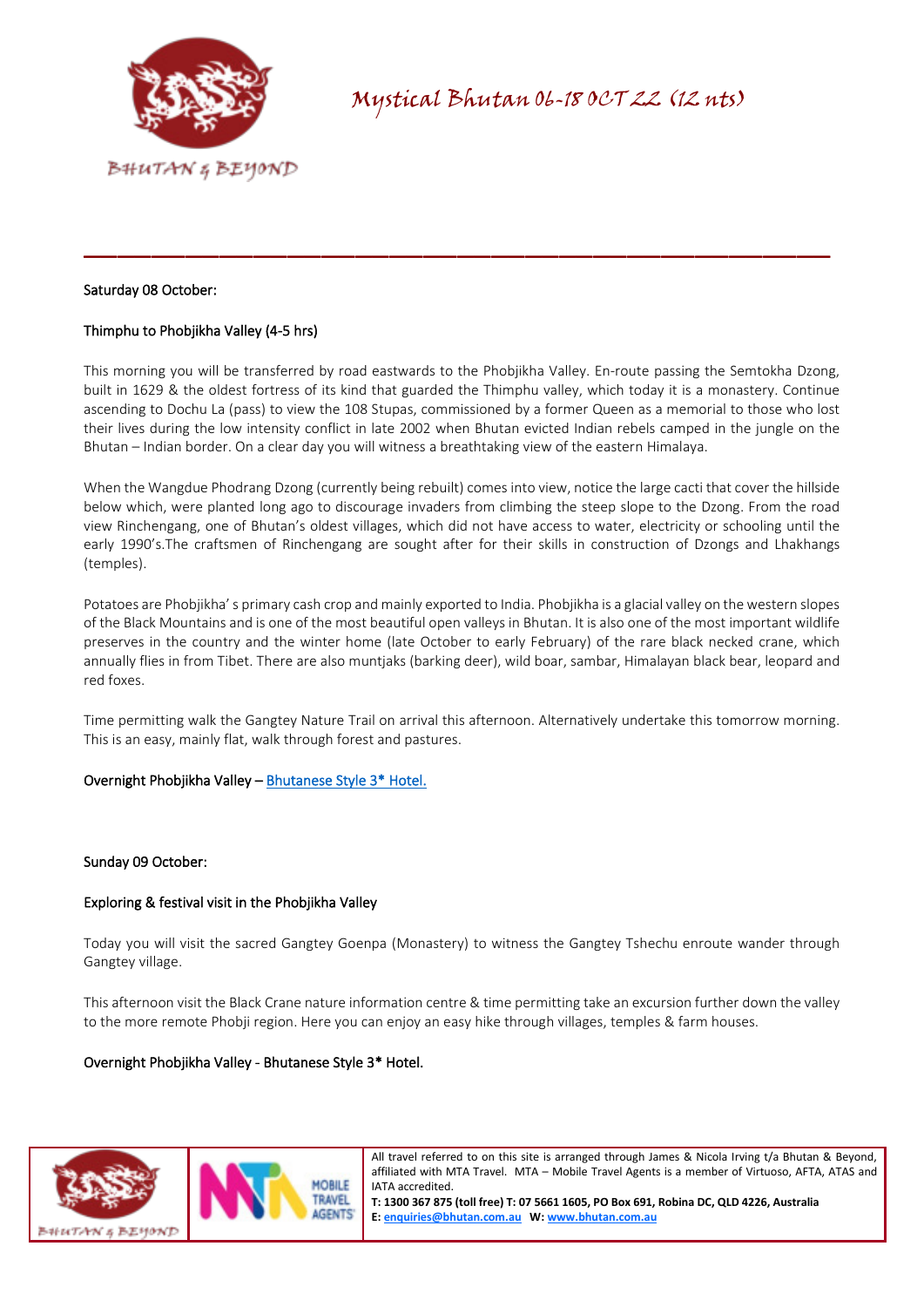Saturday 08 October:

Thimphu to Phobjikha Valley (4-5 hrs)

This morning you will be transferred by road eastwards to the Phobjikha Valley. En-route passing the Semtokha Dzong, built in 1629 & the oldest fortress of its kind that guarded the Thimphu valley, which today it is a monastery. Continue ascending to Dochu La (pass) to view the 108 Stupas, commissioned by a former Queen as a memorial to those who lost their lives during the low intensity conflict in late 2002 when Bhutan evicted Indian rebels camped in the jungle on the Bhutan – Indian border. On a clear day you will witness a breathtaking view of the eastern Himalaya.

When the Wangdue Phodrang Dzong (currently being rebuilt) comes into view, notice the large cacti that cover the hillside below which, were planted long ago to discourage invaders from climbing the steep slope to the Dzong. From the road view Rinchengang, one of Bhutan's oldest villages, which did not have access to water, electricity or schooling until the early 1990's.The craftsmen of Rinchengang are sought after for their skills in construction of Dzongs and Lhakhangs (temples).

Potatoes are Phobjikha' s primary cash crop and mainly exported to India. Phobjikha is a glacial valley on the western slopes of the Black Mountains and is one of the most beautiful open valleys in Bhutan. It is also one of the most important wildlife preserves in the country and the winter home (late October to early February) of the rare black necked crane, which annually flies in from Tibet. There are also muntjaks (barking deer), wild boar, sambar, Himalayan black bear, leopard and red foxes.

Time permitting walk the Gangtey Nature Trail on arrival this afternoon. Alternatively undertake this tomorrow morning. This is an easy, mainly flat, walk through forest and pastures.

Overnight Phobjikha Valley – Bhutanese Style 3* Hotel.

Sunday 09 October:

Exploring & festival visit in the Phobjikha Valley

Today you will visit the sacred Gangtey Goenpa (Monastery) to witness the Gangtey Tshechu enroute wander through Gangtey village.

This afternoon visit the Black Crane nature information centre & time permitting take an excursion further down the valley to the more remote Phobji region. Here you can enjoy an easy hike through villages, temples & farm houses.

Overnight Phobjikha Valley - Bhutanese Style 3* Hotel.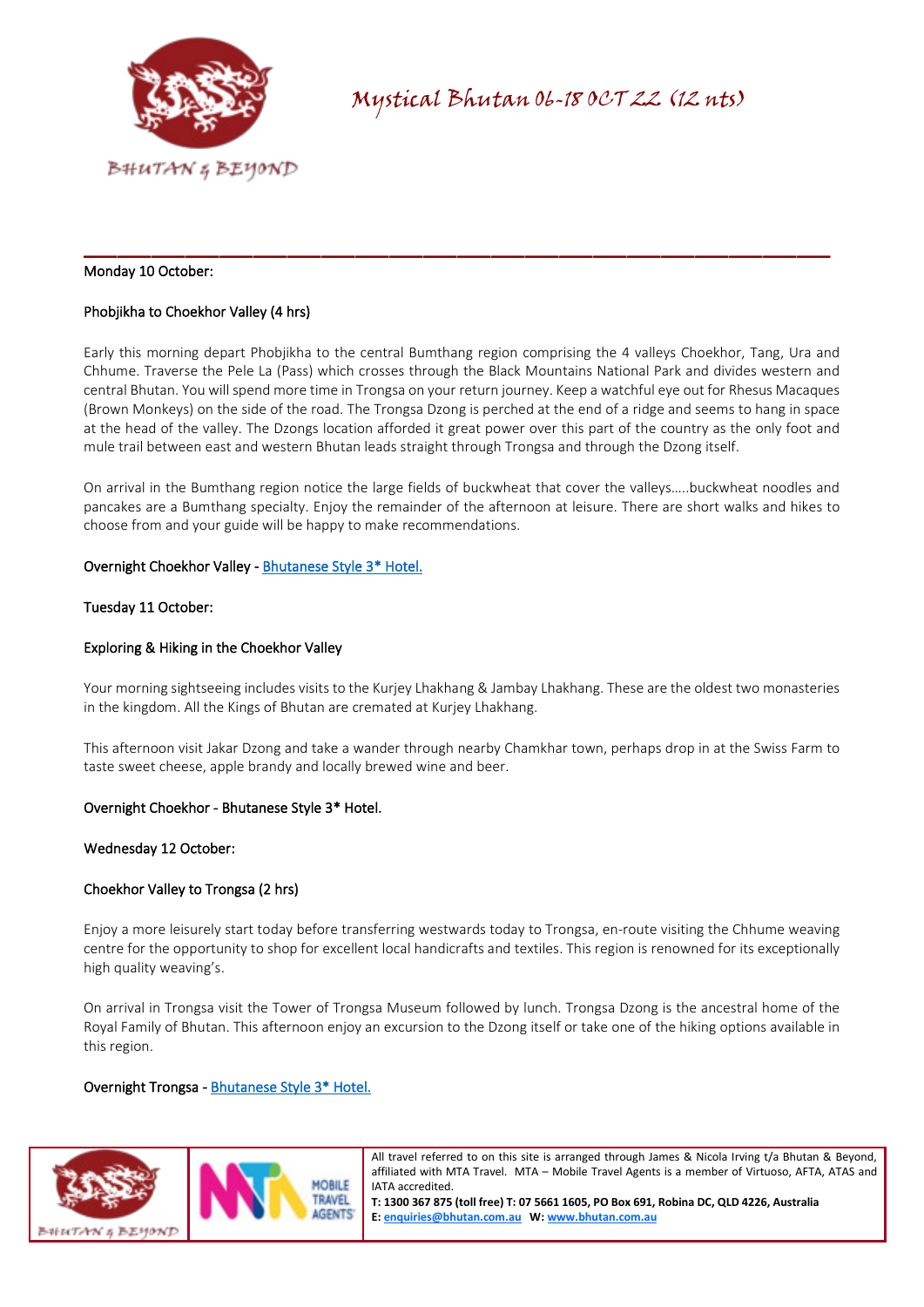Monday 10 October:

Phobjikha to Choekhor Valley (4 hrs)

Early this morning depart Phobjikha to the central Bumthang region comprising the 4 valleys Choekhor, Tang, Ura and Chhume. Traverse the Pele La (Pass) which crosses through the Black Mountains National Park and divides western and central Bhutan. You will spend more time in Trongsa on your return journey. Keep a watchful eye out for Rhesus Macaques (Brown Monkeys) on the side of the road. The Trongsa Dzong is perched at the end of a ridge and seems to hang in space at the head of the valley. The Dzongs location afforded it great power over this part of the country as the only foot and mule trail between east and western Bhutan leads straight through Trongsa and through the Dzong itself.

On arrival in the Bumthang region notice the large fields of buckwheat that cover the valleys…..buckwheat noodles and pancakes are a Bumthang specialty. Enjoy the remainder of the afternoon at leisure. There are short walks and hikes to choose from and your guide will be happy to make recommendations.

Overnight Choekhor Valley - Bhutanese Style 3* Hotel.

Tuesday 11 October:

Exploring & Hiking in the Choekhor Valley

Your morning sightseeing includes visits to the Kurjey Lhakhang & Jambay Lhakhang. These are the oldest two monasteries in the kingdom. All the Kings of Bhutan are cremated at Kurjey Lhakhang.

This afternoon visit Jakar Dzong and take a wander through nearby Chamkhar town, perhaps drop in at the Swiss Farm to taste sweet cheese, apple brandy and locally brewed wine and beer.

Overnight Choekhor - Bhutanese Style 3* Hotel.

Wednesday 12 October:

Choekhor Valley to Trongsa (2 hrs)

Enjoy a more leisurely start today before transferring westwards today to Trongsa, en-route visiting the Chhume weaving centre for the opportunity to shop for excellent local handicrafts and textiles. This region is renowned for its exceptionally high quality weaving's.

On arrival in Trongsa visit the Tower of Trongsa Museum followed by lunch. Trongsa Dzong is the ancestral home of the Royal Family of Bhutan. This afternoon enjoy an excursion to the Dzong itself or take one of the hiking options available in this region.

Overnight Trongsa - Bhutanese Style 3* Hotel.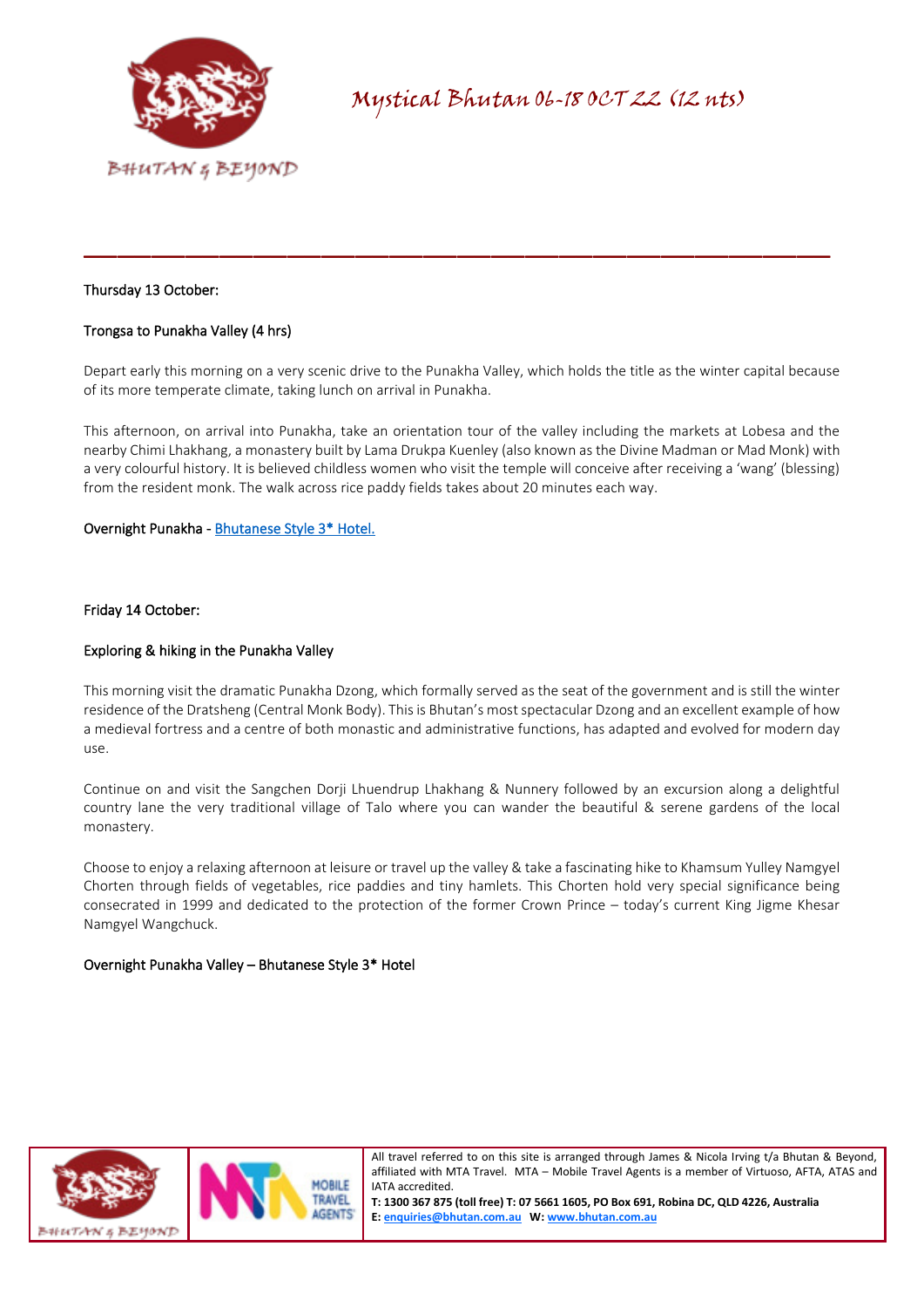Thursday 13 October:

Trongsa to Punakha Valley (4 hrs)

Depart early this morning on a very scenic drive to the Punakha Valley, which holds the title as the winter capital because of its more temperate climate, taking lunch on arrival in Punakha.

This afternoon, on arrival into Punakha, take an orientation tour of the valley including the markets at Lobesa and the nearby Chimi Lhakhang, a monastery built by Lama Drukpa Kuenley (also known as the Divine Madman or Mad Monk) with a very colourful history. It is believed childless women who visit the temple will conceive after receiving a 'wang' (blessing) from the resident monk. The walk across rice paddy fields takes about 20 minutes each way.

Overnight Punakha - Bhutanese Style 3* Hotel.

Friday 14 October:

Exploring & hiking in the Punakha Valley

This morning visit the dramatic Punakha Dzong, which formally served as the seat of the government and is still the winter residence of the Dratsheng (Central Monk Body). This is Bhutan's most spectacular Dzong and an excellent example of how a medieval fortress and a centre of both monastic and administrative functions, has adapted and evolved for modern day use.

Continue on and visit the Sangchen Dorji Lhuendrup Lhakhang & Nunnery followed by an excursion along a delightful country lane the very traditional village of Talo where you can wander the beautiful & serene gardens of the local monastery.

Choose to enjoy a relaxing afternoon at leisure or travel up the valley & take a fascinating hike to Khamsum Yulley Namgyel Chorten through fields of vegetables, rice paddies and tiny hamlets. This Chorten hold very special significance being consecrated in 1999 and dedicated to the protection of the former Crown Prince – today's current King Jigme Khesar Namgyel Wangchuck.

Overnight Punakha Valley – Bhutanese Style 3* Hotel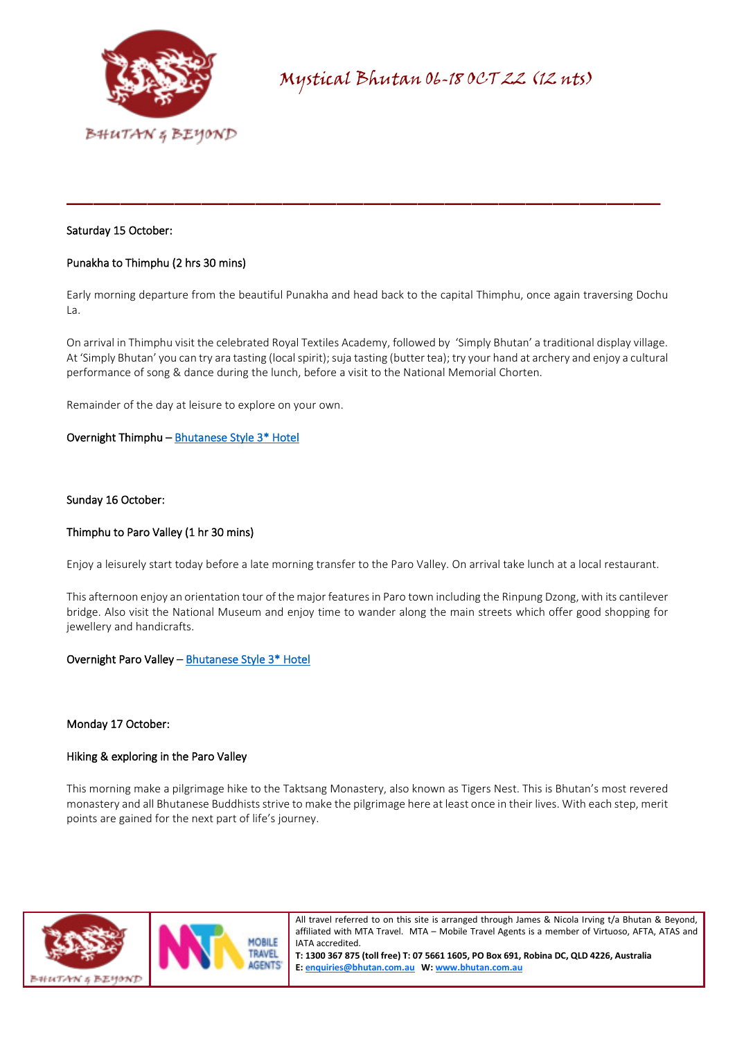Saturday 15 October:

Punakha to Thimphu (2 hrs 30 mins)

Early morning departure from the beautiful Punakha and head back to the capital Thimphu, once again traversing Dochu La.

On arrival in Thimphu visit the celebrated Royal Textiles Academy, followed by 'Simply Bhutan' a traditional display village. At 'Simply Bhutan' you can try ara tasting (local spirit); suja tasting (butter tea); try your hand at archery and enjoy a cultural performance of song & dance during the lunch, before a visit to the National Memorial Chorten.

Remainder of the day at leisure to explore on your own.

Overnight Thimphu – Bhutanese Style 3* Hotel

Sunday 16 October:

Thimphu to Paro Valley (1 hr 30 mins)

Enjoy a leisurely start today before a late morning transfer to the Paro Valley. On arrival take lunch at a local restaurant.

This afternoon enjoy an orientation tour of the major features in Paro town including the Rinpung Dzong, with its cantilever bridge. Also visit the National Museum and enjoy time to wander along the main streets which offer good shopping for jewellery and handicrafts.

Overnight Paro Valley – Bhutanese Style 3* Hotel

Monday 17 October:

Hiking & exploring in the Paro Valley

This morning make a pilgrimage hike to the Taktsang Monastery, also known as Tigers Nest. This is Bhutan's most revered monastery and all Bhutanese Buddhists strive to make the pilgrimage here at least once in their lives. With each step, merit points are gained for the next part of life's journey.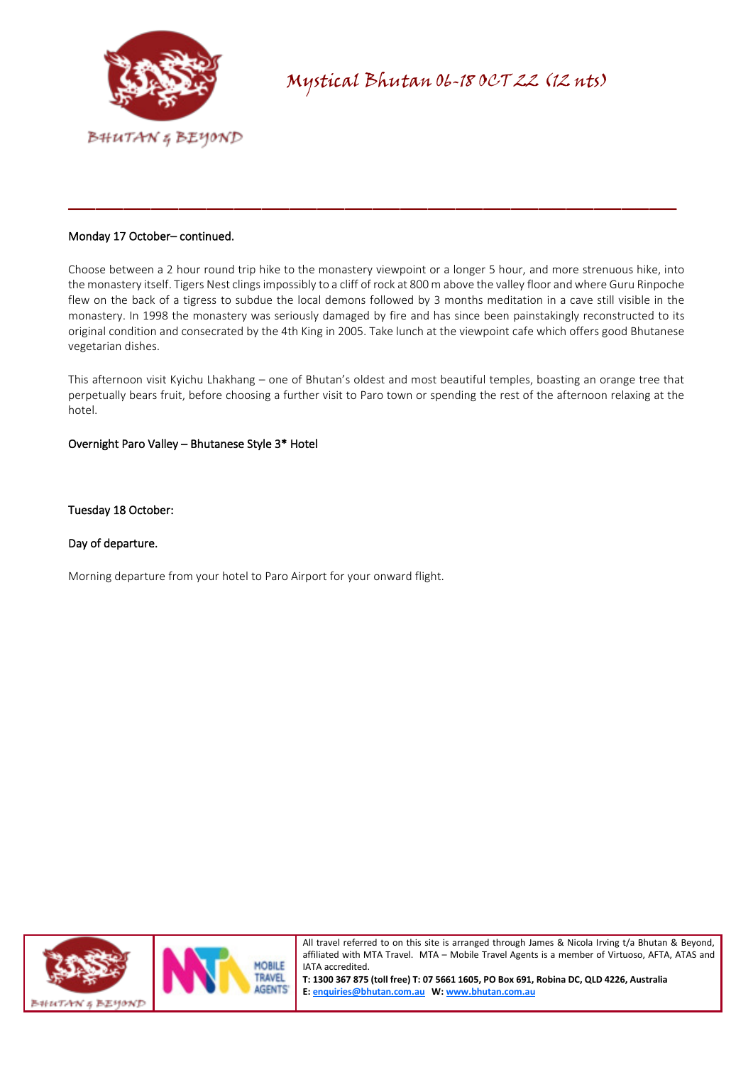Monday 17 October– continued.

Choose between a 2 hour round trip hike to the monastery viewpoint or a longer 5 hour, and more strenuous hike, into the monastery itself. Tigers Nest clings impossibly to a cliff of rock at 800 m above the valley floor and where Guru Rinpoche flew on the back of a tigress to subdue the local demons followed by 3 months meditation in a cave still visible in the monastery. In 1998 the monastery was seriously damaged by fire and has since been painstakingly reconstructed to its original condition and consecrated by the 4th King in 2005. Take lunch at the viewpoint cafe which offers good Bhutanese vegetarian dishes.

This afternoon visit Kyichu Lhakhang – one of Bhutan's oldest and most beautiful temples, boasting an orange tree that perpetually bears fruit, before choosing a further visit to Paro town or spending the rest of the afternoon relaxing at the hotel.

Overnight Paro Valley – Bhutanese Style 3* Hotel

Tuesday 18 October:

Day of departure.

Morning departure from your hotel to Paro Airport for your onward flight.